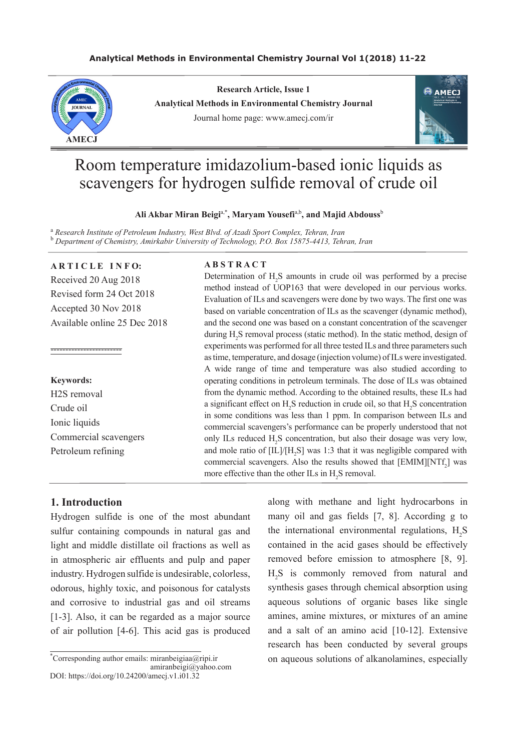Research Article, Issue 1
Analytical Methods in Environmental Chemistry Journal
Journal home page: www.amecj.com/ir

# Room temperature imidazolium-based ionic liquids as scavengers for hydrogen sulfide removal of crude oil

**Ali Akbar Miran Beigi[a,*], Maryam Yousefi[a,b], and Majid Abdouss[b]**

[a] *Research Institute of Petroleum Industry, West Blvd. of Azadi Sport Complex, Tehran, Iran*
[b] *Department of Chemistry, Amirkabir University of Technology, P.O. Box 15875-4413, Tehran, Iran*

**ARTICLE INFO:**

Received 20 Aug 2018
Revised form 24 Oct 2018
Accepted 30 Nov 2018
Available online 25 Dec 2018

**Keywords:**
H2S removal
Crude oil
Ionic liquids
Commercial scavengers
Petroleum refining

**ABSTRACT**

Determination of $H_2S$ amounts in crude oil was performed by a precise method instead of UOP163 that were developed in our pervious works. Evaluation of ILs and scavengers were done by two ways. The first one was based on variable concentration of ILs as the scavenger (dynamic method), and the second one was based on a constant concentration of the scavenger during $H_2S$ removal process (static method). In the static method, design of experiments was performed for all three tested ILs and three parameters such as time, temperature, and dosage (injection volume) of ILs were investigated. A wide range of time and temperature was also studied according to operating conditions in petroleum terminals. The dose of ILs was obtained from the dynamic method. According to the obtained results, these ILs had a significant effect on $H_2S$ reduction in crude oil, so that $H_2S$ concentration in some conditions was less than 1 ppm. In comparison between ILs and commercial scavengers's performance can be properly understood that not only ILs reduced $H_2S$ concentration, but also their dosage was very low, and mole ratio of [IL]/[$H_2S$] was 1:3 that it was negligible compared with commercial scavengers. Also the results showed that [EMIM][$NTf_2$] was more effective than the other ILs in $H_2S$ removal.

## 1. Introduction

Hydrogen sulfide is one of the most abundant sulfur containing compounds in natural gas and light and middle distillate oil fractions as well as in atmospheric air effluents and pulp and paper industry. Hydrogen sulfide is undesirable, colorless, odorous, highly toxic, and poisonous for catalysts and corrosive to industrial gas and oil streams [1-3]. Also, it can be regarded as a major source of air pollution [4-6]. This acid gas is produced along with methane and light hydrocarbons in many oil and gas fields [7, 8]. According g to the international environmental regulations, $H_2S$ contained in the acid gases should be effectively removed before emission to atmosphere [8, 9]. $H_2S$ is commonly removed from natural and synthesis gases through chemical absorption using aqueous solutions of organic bases like single amines, amine mixtures, or mixtures of an amine and a salt of an amino acid [10-12]. Extensive research has been conducted by several groups on aqueous solutions of alkanolamines, especially

[*]Corresponding author emails: miranbeigiaa@ripi.ir
amiranbeigi@yahoo.com
DOI: https://doi.org/10.24200/amecj.v1.i01.32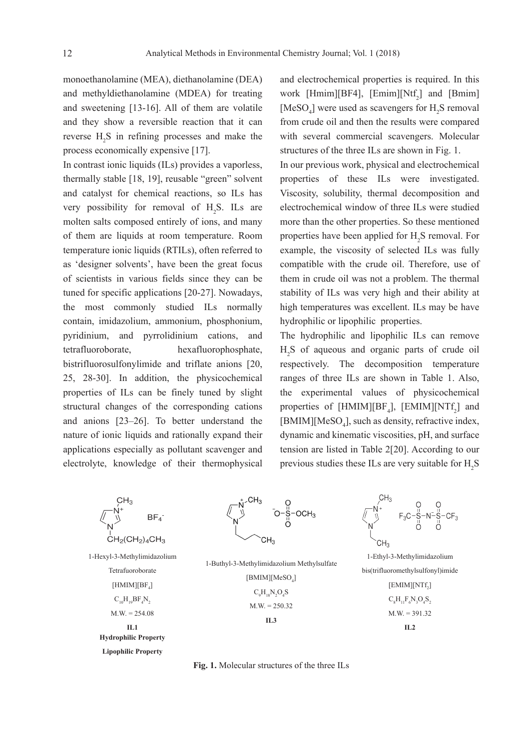monoethanolamine (MEA), diethanolamine (DEA) and methyldiethanolamine (MDEA) for treating and sweetening [13-16]. All of them are volatile and they show a reversible reaction that it can reverse $H_2S$ in refining processes and make the process economically expensive [17].

In contrast ionic liquids (ILs) provides a vaporless, thermally stable [18, 19], reusable "green" solvent and catalyst for chemical reactions, so ILs has very possibility for removal of $H_2S$. ILs are molten salts composed entirely of ions, and many of them are liquids at room temperature. Room temperature ionic liquids (RTILs), often referred to as 'designer solvents', have been the great focus of scientists in various fields since they can be tuned for specific applications [20-27]. Nowadays, the most commonly studied ILs normally contain, imidazolium, ammonium, phosphonium, pyridinium, and pyrrolidinium cations, and tetrafluoroborate, hexafluorophosphate, bistrifluorosulfonylimide and triflate anions [20, 25, 28-30]. In addition, the physicochemical properties of ILs can be finely tuned by slight structural changes of the corresponding cations and anions [23–26]. To better understand the nature of ionic liquids and rationally expand their applications especially as pollutant scavenger and electrolyte, knowledge of their thermophysical and electrochemical properties is required. In this work [Hmim][BF4], [Emim][$Ntf_2$] and [Bmim][$MeSO_4$] were used as scavengers for $H_2S$ removal from crude oil and then the results were compared with several commercial scavengers. Molecular structures of the three ILs are shown in Fig. 1.

In our previous work, physical and electrochemical properties of these ILs were investigated. Viscosity, solubility, thermal decomposition and electrochemical window of three ILs were studied more than the other properties. So these mentioned properties have been applied for $H_2S$ removal. For example, the viscosity of selected ILs was fully compatible with the crude oil. Therefore, use of them in crude oil was not a problem. The thermal stability of ILs was very high and their ability at high temperatures was excellent. ILs may be have hydrophilic or lipophilic properties.

The hydrophilic and lipophilic ILs can remove $H_2S$ of aqueous and organic parts of crude oil respectively. The decomposition temperature ranges of three ILs are shown in Table 1. Also, the experimental values of physicochemical properties of [HMIM][$BF_4$], [EMIM][$NTf_2$] and [BMIM][$MeSO_4$], such as density, refractive index, dynamic and kinematic viscosities, pH, and surface tension are listed in Table 2[20]. According to our previous studies these ILs are very suitable for $H_2S$

1-Hexyl-3-Methylimidazolium Tetrafuoroborate
[HMIM][$BF_4$]
$C_{10}H_{19}BF_4N_2$
M.W. = 254.08
**IL1**
**Hydrophilic Property**
**Lipophilic Property**

1-Buthyl-3-Methylimidazolium Methylsulfate
[BMIM][$MeSO_4$]
$C_9H_{18}N_2O_4S$
M.W. = 250.32
**IL3**

1-Ethyl-3-Methylimidazolium bis(trifluoromethylsulfonyl)imide
[EMIM][$NTf_2$]
$C_8H_{11}F_6N_3O_4S_2$
M.W. = 391.32
**IL2**

**Fig. 1.** Molecular structures of the three ILs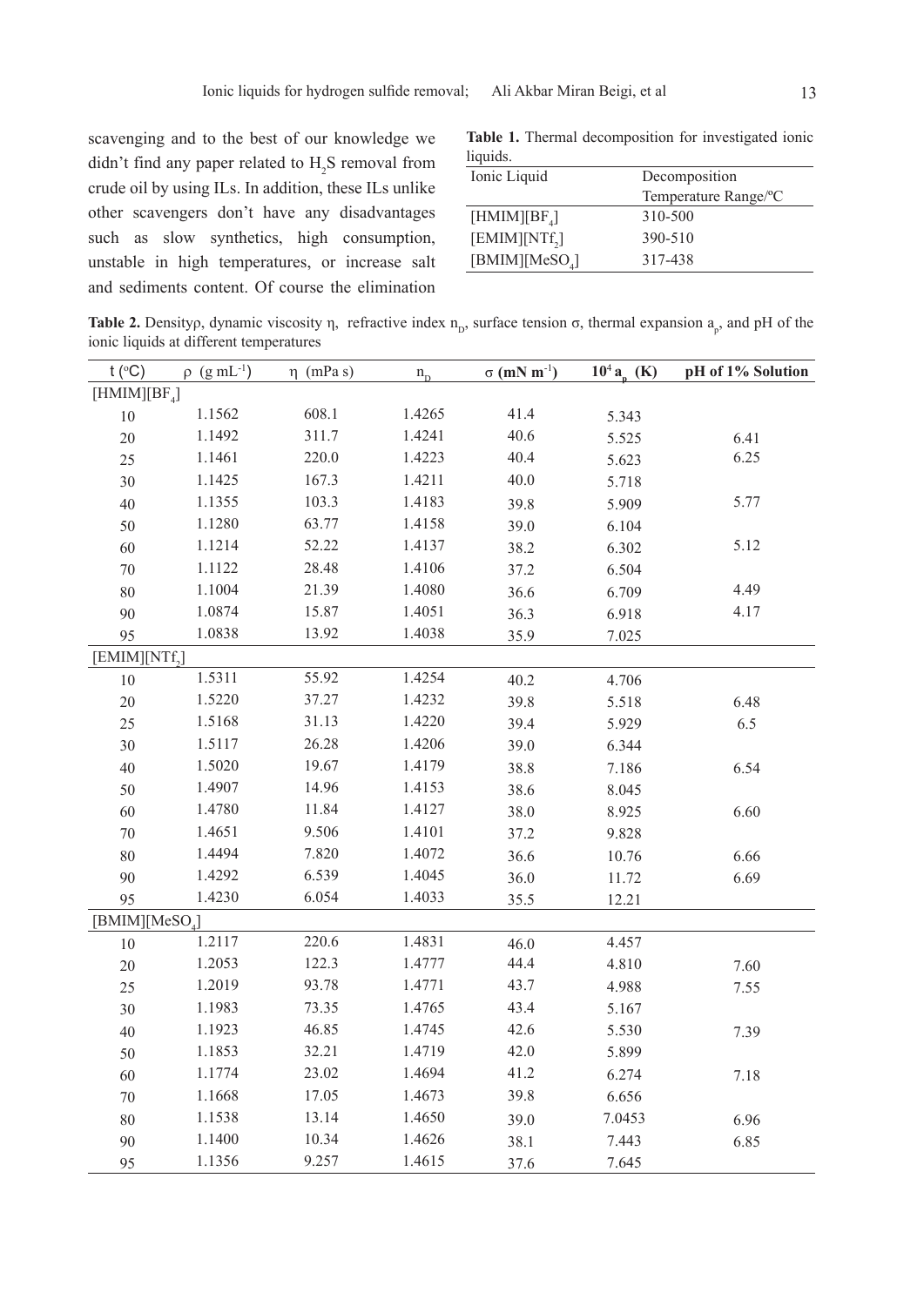scavenging and to the best of our knowledge we didn't find any paper related to $H_2S$ removal from crude oil by using ILs. In addition, these ILs unlike other scavengers don't have any disadvantages such as slow synthetics, high consumption, unstable in high temperatures, or increase salt and sediments content. Of course the elimination

**Table 1.** Thermal decomposition for investigated ionic liquids.

| Ionic Liquid | Decomposition Temperature Range/ºC |
|---|---|
| [HMIM][$BF_4$] | 310-500 |
| [EMIM][$NTf_2$] | 390-510 |
| [BMIM][$MeSO_4$] | 317-438 |

**Table 2.** Density ρ, dynamic viscosity η, refractive index $n_D$, surface tension σ, thermal expansion $a_p$, and pH of the ionic liquids at different temperatures

| t (ºC) | ρ (g mL$^{-1}$) | η (mPa s) | $n_D$ | σ (mN m$^{-1}$) | $10^4$ $a_p$ (K) | pH of 1% Solution |
|---|---|---|---|---|---|---|
| [HMIM][$BF_4$] | | | | | | |
| 10 | 1.1562 | 608.1 | 1.4265 | 41.4 | 5.343 | |
| 20 | 1.1492 | 311.7 | 1.4241 | 40.6 | 5.525 | 6.41 |
| 25 | 1.1461 | 220.0 | 1.4223 | 40.4 | 5.623 | 6.25 |
| 30 | 1.1425 | 167.3 | 1.4211 | 40.0 | 5.718 | |
| 40 | 1.1355 | 103.3 | 1.4183 | 39.8 | 5.909 | 5.77 |
| 50 | 1.1280 | 63.77 | 1.4158 | 39.0 | 6.104 | |
| 60 | 1.1214 | 52.22 | 1.4137 | 38.2 | 6.302 | 5.12 |
| 70 | 1.1122 | 28.48 | 1.4106 | 37.2 | 6.504 | |
| 80 | 1.1004 | 21.39 | 1.4080 | 36.6 | 6.709 | 4.49 |
| 90 | 1.0874 | 15.87 | 1.4051 | 36.3 | 6.918 | 4.17 |
| 95 | 1.0838 | 13.92 | 1.4038 | 35.9 | 7.025 | |
| [EMIM][$NTf_2$] | | | | | | |
| 10 | 1.5311 | 55.92 | 1.4254 | 40.2 | 4.706 | |
| 20 | 1.5220 | 37.27 | 1.4232 | 39.8 | 5.518 | 6.48 |
| 25 | 1.5168 | 31.13 | 1.4220 | 39.4 | 5.929 | 6.5 |
| 30 | 1.5117 | 26.28 | 1.4206 | 39.0 | 6.344 | |
| 40 | 1.5020 | 19.67 | 1.4179 | 38.8 | 7.186 | 6.54 |
| 50 | 1.4907 | 14.96 | 1.4153 | 38.6 | 8.045 | |
| 60 | 1.4780 | 11.84 | 1.4127 | 38.0 | 8.925 | 6.60 |
| 70 | 1.4651 | 9.506 | 1.4101 | 37.2 | 9.828 | |
| 80 | 1.4494 | 7.820 | 1.4072 | 36.6 | 10.76 | 6.66 |
| 90 | 1.4292 | 6.539 | 1.4045 | 36.0 | 11.72 | 6.69 |
| 95 | 1.4230 | 6.054 | 1.4033 | 35.5 | 12.21 | |
| [BMIM][$MeSO_4$] | | | | | | |
| 10 | 1.2117 | 220.6 | 1.4831 | 46.0 | 4.457 | |
| 20 | 1.2053 | 122.3 | 1.4777 | 44.4 | 4.810 | 7.60 |
| 25 | 1.2019 | 93.78 | 1.4771 | 43.7 | 4.988 | 7.55 |
| 30 | 1.1983 | 73.35 | 1.4765 | 43.4 | 5.167 | |
| 40 | 1.1923 | 46.85 | 1.4745 | 42.6 | 5.530 | 7.39 |
| 50 | 1.1853 | 32.21 | 1.4719 | 42.0 | 5.899 | |
| 60 | 1.1774 | 23.02 | 1.4694 | 41.2 | 6.274 | 7.18 |
| 70 | 1.1668 | 17.05 | 1.4673 | 39.8 | 6.656 | |
| 80 | 1.1538 | 13.14 | 1.4650 | 39.0 | 7.0453 | 6.96 |
| 90 | 1.1400 | 10.34 | 1.4626 | 38.1 | 7.443 | 6.85 |
| 95 | 1.1356 | 9.257 | 1.4615 | 37.6 | 7.645 | |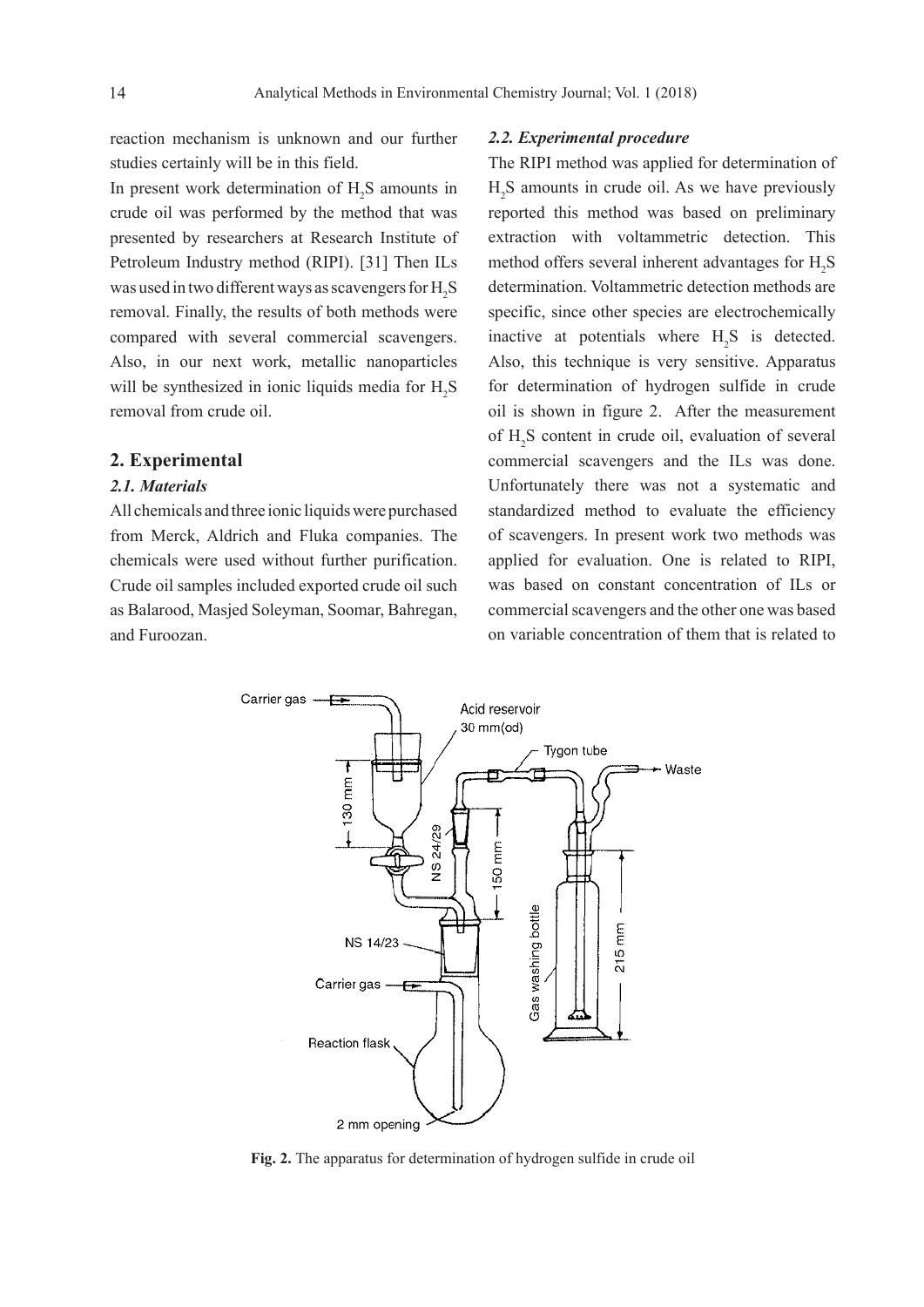reaction mechanism is unknown and our further studies certainly will be in this field.

In present work determination of $H_2S$ amounts in crude oil was performed by the method that was presented by researchers at Research Institute of Petroleum Industry method (RIPI). [31] Then ILs was used in two different ways as scavengers for $H_2S$ removal. Finally, the results of both methods were compared with several commercial scavengers. Also, in our next work, metallic nanoparticles will be synthesized in ionic liquids media for $H_2S$ removal from crude oil.

## 2. Experimental

### *2.1. Materials*

All chemicals and three ionic liquids were purchased from Merck, Aldrich and Fluka companies. The chemicals were used without further purification. Crude oil samples included exported crude oil such as Balarood, Masjed Soleyman, Soomar, Bahregan, and Furoozan.

### *2.2. Experimental procedure*

The RIPI method was applied for determination of $H_2S$ amounts in crude oil. As we have previously reported this method was based on preliminary extraction with voltammetric detection. This method offers several inherent advantages for $H_2S$ determination. Voltammetric detection methods are specific, since other species are electrochemically inactive at potentials where $H_2S$ is detected. Also, this technique is very sensitive. Apparatus for determination of hydrogen sulfide in crude oil is shown in figure 2. After the measurement of $H_2S$ content in crude oil, evaluation of several commercial scavengers and the ILs was done. Unfortunately there was not a systematic and standardized method to evaluate the efficiency of scavengers. In present work two methods was applied for evaluation. One is related to RIPI, was based on constant concentration of ILs or commercial scavengers and the other one was based on variable concentration of them that is related to

**Fig. 2.** The apparatus for determination of hydrogen sulfide in crude oil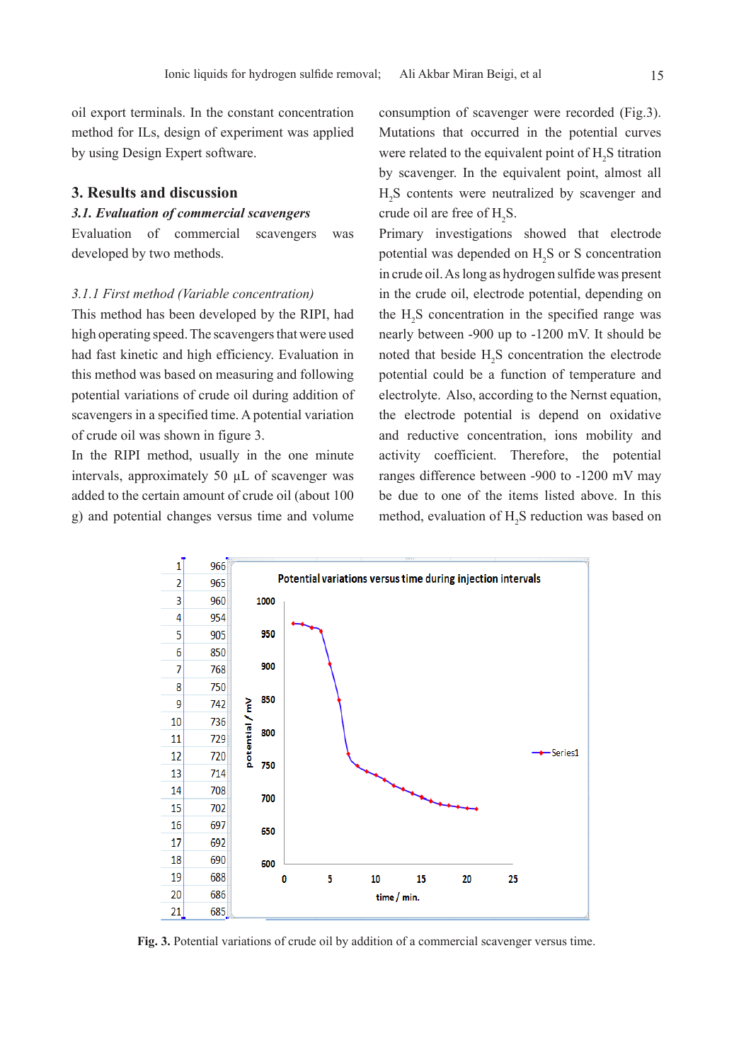oil export terminals. In the constant concentration method for ILs, design of experiment was applied by using Design Expert software.

## 3. Results and discussion

### *3.1. Evaluation of commercial scavengers*

Evaluation of commercial scavengers was developed by two methods.

#### *3.1.1 First method (Variable concentration)*

This method has been developed by the RIPI, had high operating speed. The scavengers that were used had fast kinetic and high efficiency. Evaluation in this method was based on measuring and following potential variations of crude oil during addition of scavengers in a specified time. A potential variation of crude oil was shown in figure 3.

In the RIPI method, usually in the one minute intervals, approximately 50 μL of scavenger was added to the certain amount of crude oil (about 100 g) and potential changes versus time and volume consumption of scavenger were recorded (Fig.3). Mutations that occurred in the potential curves were related to the equivalent point of $H_2S$ titration by scavenger. In the equivalent point, almost all $H_2S$ contents were neutralized by scavenger and crude oil are free of $H_2S$.

Primary investigations showed that electrode potential was depended on $H_2S$ or S concentration in crude oil. As long as hydrogen sulfide was present in the crude oil, electrode potential, depending on the $H_2S$ concentration in the specified range was nearly between -900 up to -1200 mV. It should be noted that beside $H_2S$ concentration the electrode potential could be a function of temperature and electrolyte. Also, according to the Nernst equation, the electrode potential is depend on oxidative and reductive concentration, ions mobility and activity coefficient. Therefore, the potential ranges difference between -900 to -1200 mV may be due to one of the items listed above. In this method, evaluation of $H_2S$ reduction was based on

| | |
|---|---|
| 1 | 966 |
| 2 | 965 |
| 3 | 960 |
| 4 | 954 |
| 5 | 905 |
| 6 | 850 |
| 7 | 768 |
| 8 | 750 |
| 9 | 742 |
| 10 | 736 |
| 11 | 729 |
| 12 | 720 |
| 13 | 714 |
| 14 | 708 |
| 15 | 702 |
| 16 | 697 |
| 17 | 692 |
| 18 | 690 |
| 19 | 688 |
| 20 | 686 |
| 21 | 685 |

**Fig. 3.** Potential variations of crude oil by addition of a commercial scavenger versus time.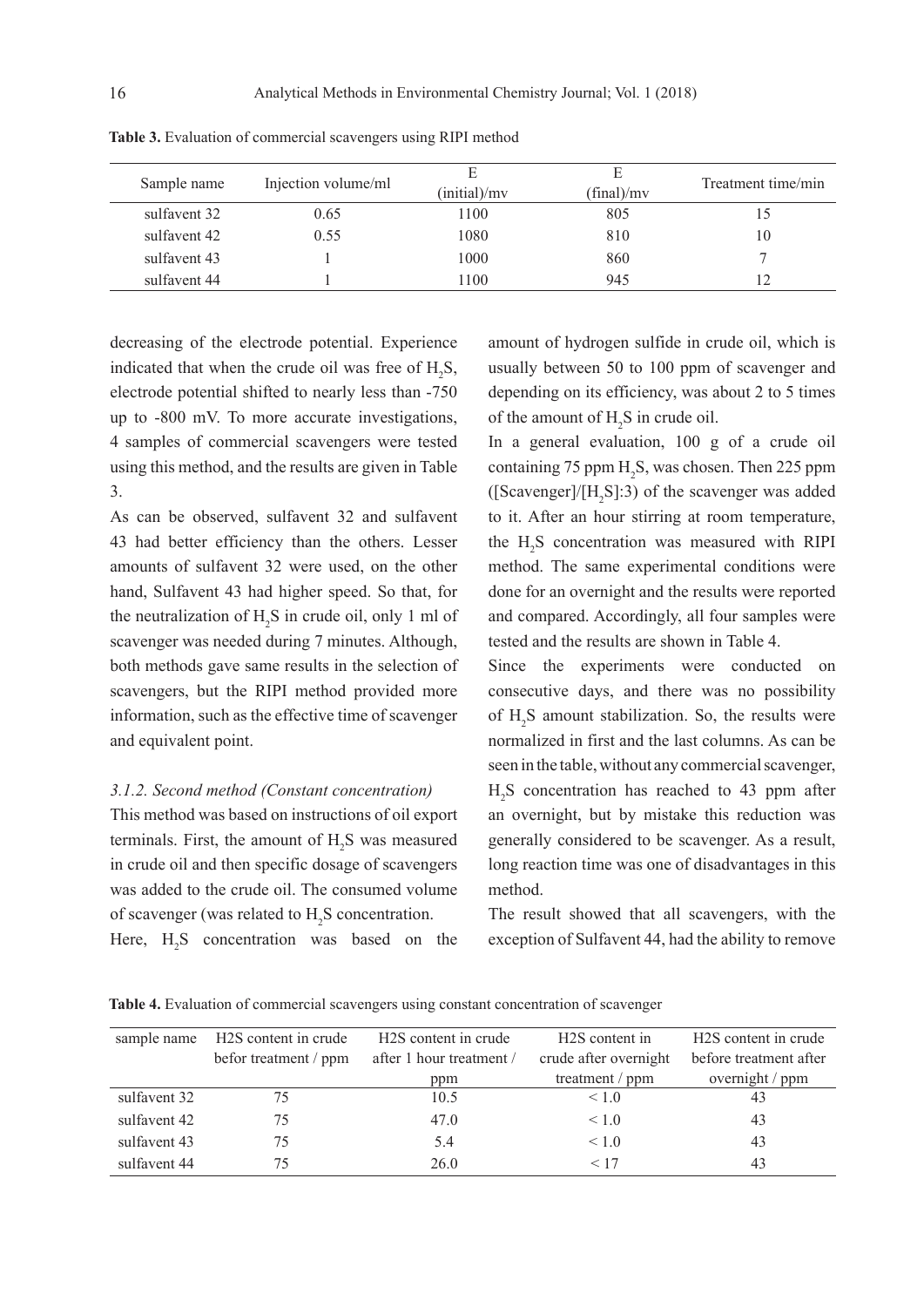**Table 3.** Evaluation of commercial scavengers using RIPI method

| Sample name | Injection volume/ml | E (initial)/mv | E (final)/mv | Treatment time/min |
|---|---|---|---|---|
| sulfavent 32 | 0.65 | 1100 | 805 | 15 |
| sulfavent 42 | 0.55 | 1080 | 810 | 10 |
| sulfavent 43 | 1 | 1000 | 860 | 7 |
| sulfavent 44 | 1 | 1100 | 945 | 12 |

decreasing of the electrode potential. Experience indicated that when the crude oil was free of $H_2S$, electrode potential shifted to nearly less than -750 up to -800 mV. To more accurate investigations, 4 samples of commercial scavengers were tested using this method, and the results are given in Table 3.

As can be observed, sulfavent 32 and sulfavent 43 had better efficiency than the others. Lesser amounts of sulfavent 32 were used, on the other hand, Sulfavent 43 had higher speed. So that, for the neutralization of $H_2S$ in crude oil, only 1 ml of scavenger was needed during 7 minutes. Although, both methods gave same results in the selection of scavengers, but the RIPI method provided more information, such as the effective time of scavenger and equivalent point.

### *3.1.2. Second method (Constant concentration)*

This method was based on instructions of oil export terminals. First, the amount of $H_2S$ was measured in crude oil and then specific dosage of scavengers was added to the crude oil. The consumed volume of scavenger (was related to $H_2S$ concentration.

Here, $H_2S$ concentration was based on the amount of hydrogen sulfide in crude oil, which is usually between 50 to 100 ppm of scavenger and depending on its efficiency, was about 2 to 5 times of the amount of $H_2S$ in crude oil.

In a general evaluation, 100 g of a crude oil containing 75 ppm $H_2S$, was chosen. Then 225 ppm ([Scavenger]/[$H_2S$]:3) of the scavenger was added to it. After an hour stirring at room temperature, the $H_2S$ concentration was measured with RIPI method. The same experimental conditions were done for an overnight and the results were reported and compared. Accordingly, all four samples were tested and the results are shown in Table 4.

Since the experiments were conducted on consecutive days, and there was no possibility of $H_2S$ amount stabilization. So, the results were normalized in first and the last columns. As can be seen in the table, without any commercial scavenger, $H_2S$ concentration has reached to 43 ppm after an overnight, but by mistake this reduction was generally considered to be scavenger. As a result, long reaction time was one of disadvantages in this method.

The result showed that all scavengers, with the exception of Sulfavent 44, had the ability to remove

**Table 4.** Evaluation of commercial scavengers using constant concentration of scavenger

| sample name | H2S content in crude befor treatment / ppm | H2S content in crude after 1 hour treatment / ppm | H2S content in crude after overnight treatment / ppm | H2S content in crude before treatment after overnight / ppm |
|---|---|---|---|---|
| sulfavent 32 | 75 | 10.5 | < 1.0 | 43 |
| sulfavent 42 | 75 | 47.0 | < 1.0 | 43 |
| sulfavent 43 | 75 | 5.4 | < 1.0 | 43 |
| sulfavent 44 | 75 | 26.0 | < 17 | 43 |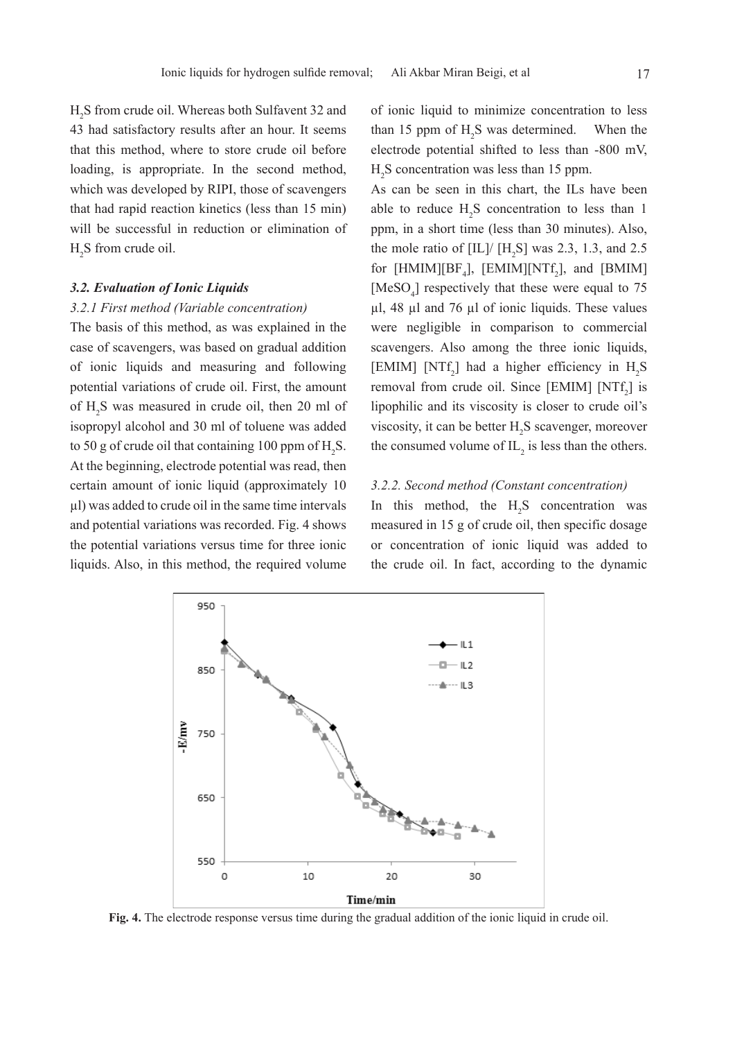$H_2S$ from crude oil. Whereas both Sulfavent 32 and 43 had satisfactory results after an hour. It seems that this method, where to store crude oil before loading, is appropriate. In the second method, which was developed by RIPI, those of scavengers that had rapid reaction kinetics (less than 15 min) will be successful in reduction or elimination of $H_2S$ from crude oil.

### *3.2. Evaluation of Ionic Liquids*

#### *3.2.1 First method (Variable concentration)*

The basis of this method, as was explained in the case of scavengers, was based on gradual addition of ionic liquids and measuring and following potential variations of crude oil. First, the amount of $H_2S$ was measured in crude oil, then 20 ml of isopropyl alcohol and 30 ml of toluene was added to 50 g of crude oil that containing 100 ppm of $H_2S$. At the beginning, electrode potential was read, then certain amount of ionic liquid (approximately 10 µl) was added to crude oil in the same time intervals and potential variations was recorded. Fig. 4 shows the potential variations versus time for three ionic liquids. Also, in this method, the required volume of ionic liquid to minimize concentration to less than 15 ppm of $H_2S$ was determined. When the electrode potential shifted to less than -800 mV, $H_2S$ concentration was less than 15 ppm.

As can be seen in this chart, the ILs have been able to reduce $H_2S$ concentration to less than 1 ppm, in a short time (less than 30 minutes). Also, the mole ratio of [IL]/ [$H_2S$] was 2.3, 1.3, and 2.5 for [HMIM][$BF_4$], [EMIM][$NTf_2$], and [BMIM] [$MeSO_4$] respectively that these were equal to 75 µl, 48 µl and 76 µl of ionic liquids. These values were negligible in comparison to commercial scavengers. Also among the three ionic liquids, [EMIM] [$NTf_2$] had a higher efficiency in $H_2S$ removal from crude oil. Since [EMIM] [$NTf_2$] is lipophilic and its viscosity is closer to crude oil's viscosity, it can be better $H_2S$ scavenger, moreover the consumed volume of $IL_2$ is less than the others.

#### *3.2.2. Second method (Constant concentration)*

In this method, the $H_2S$ concentration was measured in 15 g of crude oil, then specific dosage or concentration of ionic liquid was added to the crude oil. In fact, according to the dynamic

**Fig. 4.** The electrode response versus time during the gradual addition of the ionic liquid in crude oil.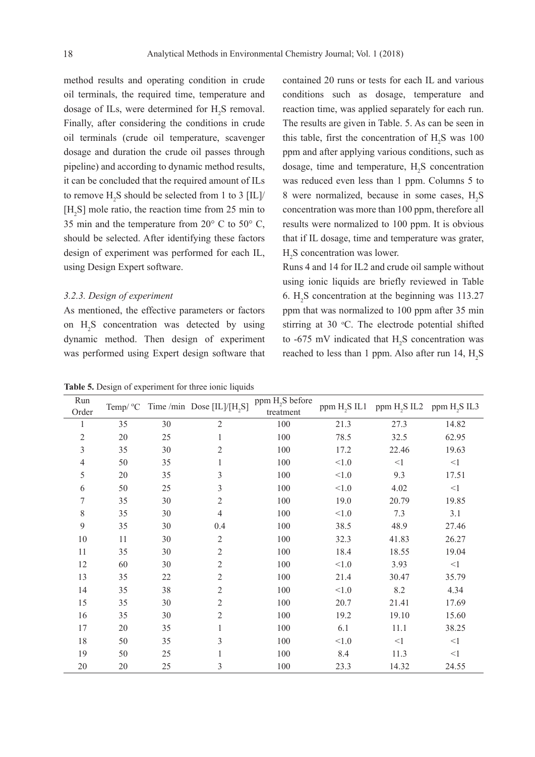method results and operating condition in crude oil terminals, the required time, temperature and dosage of ILs, were determined for $H_2S$ removal. Finally, after considering the conditions in crude oil terminals (crude oil temperature, scavenger dosage and duration the crude oil passes through pipeline) and according to dynamic method results, it can be concluded that the required amount of ILs to remove $H_2S$ should be selected from 1 to 3 [IL]/[$H_2S$] mole ratio, the reaction time from 25 min to 35 min and the temperature from 20° C to 50° C, should be selected. After identifying these factors design of experiment was performed for each IL, using Design Expert software.

### *3.2.3. Design of experiment*

As mentioned, the effective parameters or factors on $H_2S$ concentration was detected by using dynamic method. Then design of experiment was performed using Expert design software that contained 20 runs or tests for each IL and various conditions such as dosage, temperature and reaction time, was applied separately for each run. The results are given in Table. 5. As can be seen in this table, first the concentration of $H_2S$ was 100 ppm and after applying various conditions, such as dosage, time and temperature, $H_2S$ concentration was reduced even less than 1 ppm. Columns 5 to 8 were normalized, because in some cases, $H_2S$ concentration was more than 100 ppm, therefore all results were normalized to 100 ppm. It is obvious that if IL dosage, time and temperature was grater, $H_2S$ concentration was lower.

Runs 4 and 14 for IL2 and crude oil sample without using ionic liquids are briefly reviewed in Table 6. $H_2S$ concentration at the beginning was 113.27 ppm that was normalized to 100 ppm after 35 min stirring at 30 °C. The electrode potential shifted to -675 mV indicated that $H_2S$ concentration was reached to less than 1 ppm. Also after run 14, $H_2S$

**Table 5.** Design of experiment for three ionic liquids

| Run Order | Temp/ °C | Time /min | Dose [IL]/[$H_2S$] | ppm $H_2S$ before treatment | ppm $H_2S$ IL1 | ppm $H_2S$ IL2 | ppm $H_2S$ IL3 |
|---|---|---|---|---|---|---|---|
| 1 | 35 | 30 | 2 | 100 | 21.3 | 27.3 | 14.82 |
| 2 | 20 | 25 | 1 | 100 | 78.5 | 32.5 | 62.95 |
| 3 | 35 | 30 | 2 | 100 | 17.2 | 22.46 | 19.63 |
| 4 | 50 | 35 | 1 | 100 | <1.0 | <1 | <1 |
| 5 | 20 | 35 | 3 | 100 | <1.0 | 9.3 | 17.51 |
| 6 | 50 | 25 | 3 | 100 | <1.0 | 4.02 | <1 |
| 7 | 35 | 30 | 2 | 100 | 19.0 | 20.79 | 19.85 |
| 8 | 35 | 30 | 4 | 100 | <1.0 | 7.3 | 3.1 |
| 9 | 35 | 30 | 0.4 | 100 | 38.5 | 48.9 | 27.46 |
| 10 | 11 | 30 | 2 | 100 | 32.3 | 41.83 | 26.27 |
| 11 | 35 | 30 | 2 | 100 | 18.4 | 18.55 | 19.04 |
| 12 | 60 | 30 | 2 | 100 | <1.0 | 3.93 | <1 |
| 13 | 35 | 22 | 2 | 100 | 21.4 | 30.47 | 35.79 |
| 14 | 35 | 38 | 2 | 100 | <1.0 | 8.2 | 4.34 |
| 15 | 35 | 30 | 2 | 100 | 20.7 | 21.41 | 17.69 |
| 16 | 35 | 30 | 2 | 100 | 19.2 | 19.10 | 15.60 |
| 17 | 20 | 35 | 1 | 100 | 6.1 | 11.1 | 38.25 |
| 18 | 50 | 35 | 3 | 100 | <1.0 | <1 | <1 |
| 19 | 50 | 25 | 1 | 100 | 8.4 | 11.3 | <1 |
| 20 | 20 | 25 | 3 | 100 | 23.3 | 14.32 | 24.55 |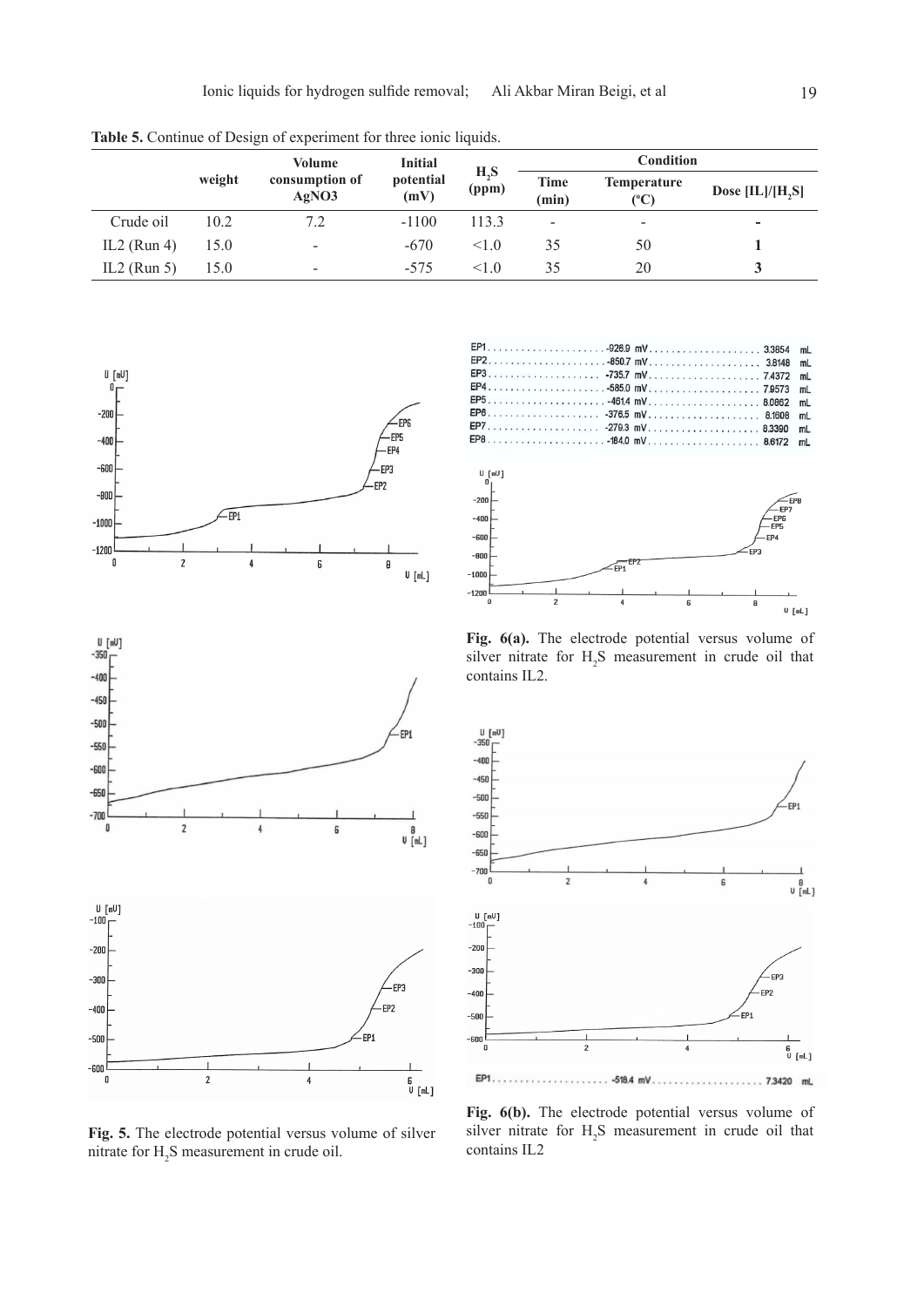**Table 5.** Continue of Design of experiment for three ionic liquids.

| | weight | Volume consumption of AgNO3 | Initial potential (mV) | $H_2S$ (ppm) | Condition | | |
|---|---|---|---|---|---|---|---|
| | | | | | Time (min) | Temperature (ºC) | Dose [IL]/[$H_2S$] |
| Crude oil | 10.2 | 7.2 | -1100 | 113.3 | - | - | **-** |
| IL2 (Run 4) | 15.0 | - | -670 | <1.0 | 35 | 50 | **1** |
| IL2 (Run 5) | 15.0 | - | -575 | <1.0 | 35 | 20 | **3** |

**Fig. 5.** The electrode potential versus volume of silver nitrate for $H_2S$ measurement in crude oil.

**Fig. 6(a).** The electrode potential versus volume of silver nitrate for $H_2S$ measurement in crude oil that contains IL2.

**Fig. 6(b).** The electrode potential versus volume of silver nitrate for $H_2S$ measurement in crude oil that contains IL2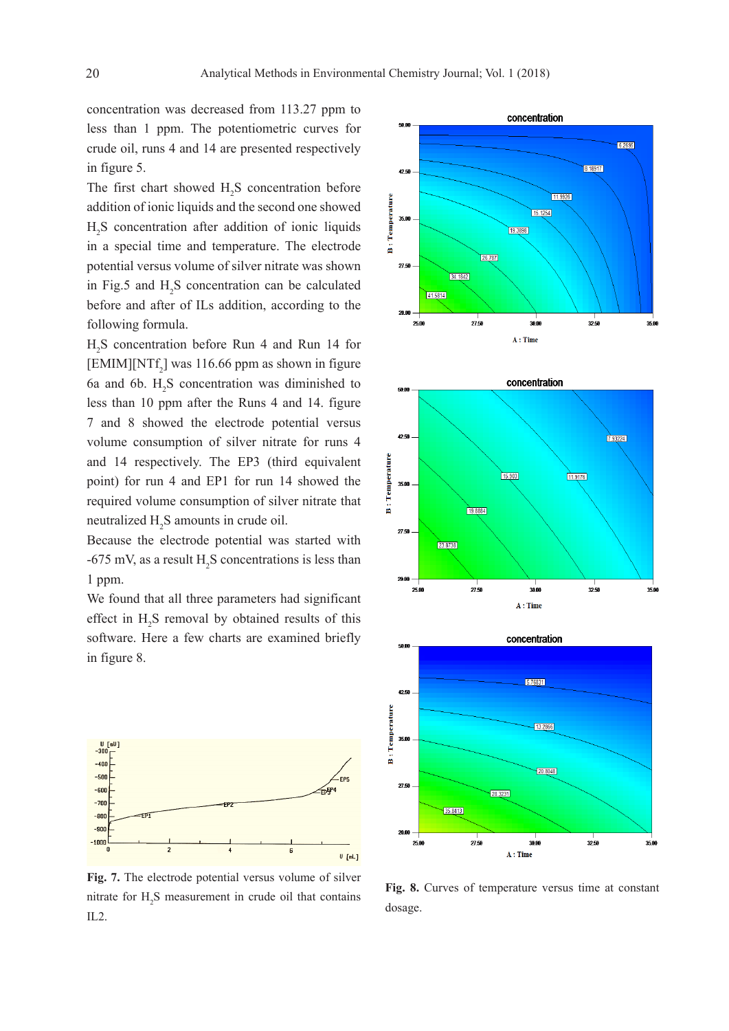concentration was decreased from 113.27 ppm to less than 1 ppm. The potentiometric curves for crude oil, runs 4 and 14 are presented respectively in figure 5.

The first chart showed $H_2S$ concentration before addition of ionic liquids and the second one showed $H_2S$ concentration after addition of ionic liquids in a special time and temperature. The electrode potential versus volume of silver nitrate was shown in Fig.5 and $H_2S$ concentration can be calculated before and after of ILs addition, according to the following formula.

$H_2S$ concentration before Run 4 and Run 14 for [EMIM][$NTf_2$] was 116.66 ppm as shown in figure 6a and 6b. $H_2S$ concentration was diminished to less than 10 ppm after the Runs 4 and 14. figure 7 and 8 showed the electrode potential versus volume consumption of silver nitrate for runs 4 and 14 respectively. The EP3 (third equivalent point) for run 4 and EP1 for run 14 showed the required volume consumption of silver nitrate that neutralized $H_2S$ amounts in crude oil.

Because the electrode potential was started with -675 mV, as a result $H_2S$ concentrations is less than 1 ppm.

We found that all three parameters had significant effect in $H_2S$ removal by obtained results of this software. Here a few charts are examined briefly in figure 8.

**Fig. 7.** The electrode potential versus volume of silver nitrate for $H_2S$ measurement in crude oil that contains IL2.

**Fig. 8.** Curves of temperature versus time at constant dosage.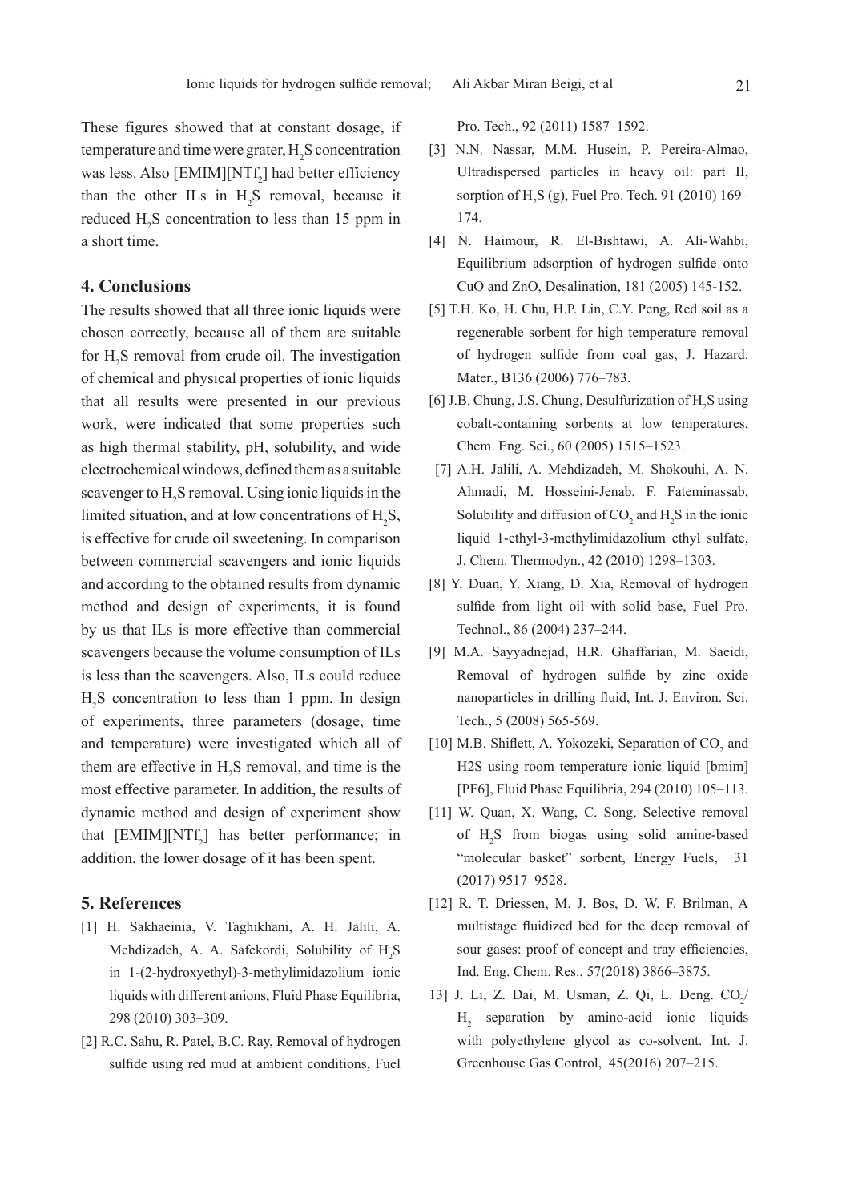These figures showed that at constant dosage, if temperature and time were grater, $H_2S$ concentration was less. Also [EMIM][$NTf_2$] had better efficiency than the other ILs in $H_2S$ removal, because it reduced $H_2S$ concentration to less than 15 ppm in a short time.

## 4. Conclusions

The results showed that all three ionic liquids were chosen correctly, because all of them are suitable for $H_2S$ removal from crude oil. The investigation of chemical and physical properties of ionic liquids that all results were presented in our previous work, were indicated that some properties such as high thermal stability, pH, solubility, and wide electrochemical windows, defined them as a suitable scavenger to $H_2S$ removal. Using ionic liquids in the limited situation, and at low concentrations of $H_2S$, is effective for crude oil sweetening. In comparison between commercial scavengers and ionic liquids and according to the obtained results from dynamic method and design of experiments, it is found by us that ILs is more effective than commercial scavengers because the volume consumption of ILs is less than the scavengers. Also, ILs could reduce $H_2S$ concentration to less than 1 ppm. In design of experiments, three parameters (dosage, time and temperature) were investigated which all of them are effective in $H_2S$ removal, and time is the most effective parameter. In addition, the results of dynamic method and design of experiment show that [EMIM][$NTf_2$] has better performance; in addition, the lower dosage of it has been spent.

## 5. References

[1] H. Sakhaeinia, V. Taghikhani, A. H. Jalili, A. Mehdizadeh, A. A. Safekordi, Solubility of $H_2S$ in 1-(2-hydroxyethyl)-3-methylimidazolium ionic liquids with different anions, Fluid Phase Equilibria, 298 (2010) 303–309.

[2] R.C. Sahu, R. Patel, B.C. Ray, Removal of hydrogen sulfide using red mud at ambient conditions, Fuel Pro. Tech., 92 (2011) 1587–1592.

[3] N.N. Nassar, M.M. Husein, P. Pereira-Almao, Ultradispersed particles in heavy oil: part II, sorption of $H_2S$ (g), Fuel Pro. Tech. 91 (2010) 169–174.

[4] N. Haimour, R. El-Bishtawi, A. Ali-Wahbi, Equilibrium adsorption of hydrogen sulfide onto CuO and ZnO, Desalination, 181 (2005) 145-152.

[5] T.H. Ko, H. Chu, H.P. Lin, C.Y. Peng, Red soil as a regenerable sorbent for high temperature removal of hydrogen sulfide from coal gas, J. Hazard. Mater., B136 (2006) 776–783.

[6] J.B. Chung, J.S. Chung, Desulfurization of $H_2S$ using cobalt-containing sorbents at low temperatures, Chem. Eng. Sci., 60 (2005) 1515–1523.

[7] A.H. Jalili, A. Mehdizadeh, M. Shokouhi, A. N. Ahmadi, M. Hosseini-Jenab, F. Fateminassab, Solubility and diffusion of $CO_2$ and $H_2S$ in the ionic liquid 1-ethyl-3-methylimidazolium ethyl sulfate, J. Chem. Thermodyn., 42 (2010) 1298–1303.

[8] Y. Duan, Y. Xiang, D. Xia, Removal of hydrogen sulfide from light oil with solid base, Fuel Pro. Technol., 86 (2004) 237–244.

[9] M.A. Sayyadnejad, H.R. Ghaffarian, M. Saeidi, Removal of hydrogen sulfide by zinc oxide nanoparticles in drilling fluid, Int. J. Environ. Sci. Tech., 5 (2008) 565-569.

[10] M.B. Shiflett, A. Yokozeki, Separation of $CO_2$ and H2S using room temperature ionic liquid [bmim][PF6], Fluid Phase Equilibria, 294 (2010) 105–113.

[11] W. Quan, X. Wang, C. Song, Selective removal of $H_2S$ from biogas using solid amine-based "molecular basket" sorbent, Energy Fuels, 31 (2017) 9517–9528.

[12] R. T. Driessen, M. J. Bos, D. W. F. Brilman, A multistage fluidized bed for the deep removal of sour gases: proof of concept and tray efficiencies, Ind. Eng. Chem. Res., 57(2018) 3866–3875.

13] J. Li, Z. Dai, M. Usman, Z. Qi, L. Deng. $CO_2$/$H_2$ separation by amino-acid ionic liquids with polyethylene glycol as co-solvent. Int. J. Greenhouse Gas Control, 45(2016) 207–215.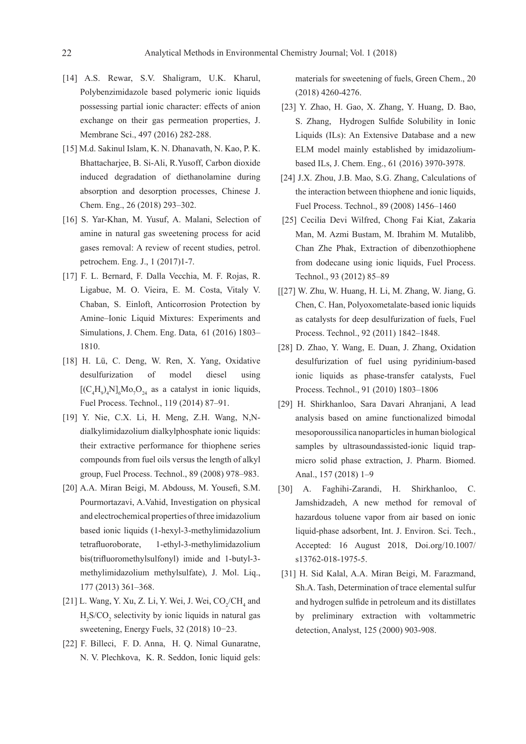[14] A.S. Rewar, S.V. Shaligram, U.K. Kharul, Polybenzimidazole based polymeric ionic liquids possessing partial ionic character: effects of anion exchange on their gas permeation properties, J. Membrane Sci., 497 (2016) 282-288.

[15] M.d. Sakinul Islam, K. N. Dhanavath, N. Kao, P. K. Bhattacharjee, B. Si-Ali, R.Yusoff, Carbon dioxide induced degradation of diethanolamine during absorption and desorption processes, Chinese J. Chem. Eng., 26 (2018) 293–302.

[16] S. Yar-Khan, M. Yusuf, A. Malani, Selection of amine in natural gas sweetening process for acid gases removal: A review of recent studies, petrol. petrochem. Eng. J., 1 (2017)1-7.

[17] F. L. Bernard, F. Dalla Vecchia, M. F. Rojas, R. Ligabue, M. O. Vieira, E. M. Costa, Vitaly V. Chaban, S. Einloft, Anticorrosion Protection by Amine–Ionic Liquid Mixtures: Experiments and Simulations, J. Chem. Eng. Data, 61 (2016) 1803–1810.

[18] H. Lü, C. Deng, W. Ren, X. Yang, Oxidative desulfurization of model diesel using $[(C_4H_9)_4N]_6Mo_7O_{24}$ as a catalyst in ionic liquids, Fuel Process. Technol., 119 (2014) 87–91.

[19] Y. Nie, C.X. Li, H. Meng, Z.H. Wang, N,N-dialkylimidazolium dialkylphosphate ionic liquids: their extractive performance for thiophene series compounds from fuel oils versus the length of alkyl group, Fuel Process. Technol., 89 (2008) 978–983.

[20] A.A. Miran Beigi, M. Abdouss, M. Yousefi, S.M. Pourmortazavi, A.Vahid, Investigation on physical and electrochemical properties of three imidazolium based ionic liquids (1-hexyl-3-methylimidazolium tetrafluoroborate, 1-ethyl-3-methylimidazolium bis(trifluoromethylsulfonyl) imide and 1-butyl-3-methylimidazolium methylsulfate), J. Mol. Liq., 177 (2013) 361–368.

[21] L. Wang, Y. Xu, Z. Li, Y. Wei, J. Wei, $CO_2/CH_4$ and $H_2S/CO_2$ selectivity by ionic liquids in natural gas sweetening, Energy Fuels, 32 (2018) 10−23.

[22] F. Billeci, F. D. Anna, H. Q. Nimal Gunaratne, N. V. Plechkova, K. R. Seddon, Ionic liquid gels: materials for sweetening of fuels, Green Chem., 20 (2018) 4260-4276.

[23] Y. Zhao, H. Gao, X. Zhang, Y. Huang, D. Bao, S. Zhang, Hydrogen Sulfide Solubility in Ionic Liquids (ILs): An Extensive Database and a new ELM model mainly established by imidazolium-based ILs, J. Chem. Eng., 61 (2016) 3970-3978.

[24] J.X. Zhou, J.B. Mao, S.G. Zhang, Calculations of the interaction between thiophene and ionic liquids, Fuel Process. Technol., 89 (2008) 1456–1460

[25] Cecilia Devi Wilfred, Chong Fai Kiat, Zakaria Man, M. Azmi Bustam, M. Ibrahim M. Mutalibb, Chan Zhe Phak, Extraction of dibenzothiophene from dodecane using ionic liquids, Fuel Process. Technol., 93 (2012) 85–89

[[27] W. Zhu, W. Huang, H. Li, M. Zhang, W. Jiang, G. Chen, C. Han, Polyoxometalate-based ionic liquids as catalysts for deep desulfurization of fuels, Fuel Process. Technol., 92 (2011) 1842–1848.

[28] D. Zhao, Y. Wang, E. Duan, J. Zhang, Oxidation desulfurization of fuel using pyridinium-based ionic liquids as phase-transfer catalysts, Fuel Process. Technol., 91 (2010) 1803–1806

[29] H. Shirkhanloo, Sara Davari Ahranjani, A lead analysis based on amine functionalized bimodal mesoporoussilica nanoparticles in human biological samples by ultrasoundassisted-ionic liquid trap-micro solid phase extraction, J. Pharm. Biomed. Anal., 157 (2018) 1–9

[30] A. Faghihi-Zarandi, H. Shirkhanloo, C. Jamshidzadeh, A new method for removal of hazardous toluene vapor from air based on ionic liquid-phase adsorbent, Int. J. Environ. Sci. Tech., Accepted: 16 August 2018, Doi.org/10.1007/s13762-018-1975-5.

[31] H. Sid Kalal, A.A. Miran Beigi, M. Farazmand, Sh.A. Tash, Determination of trace elemental sulfur and hydrogen sulfide in petroleum and its distillates by preliminary extraction with voltammetric detection, Analyst, 125 (2000) 903-908.